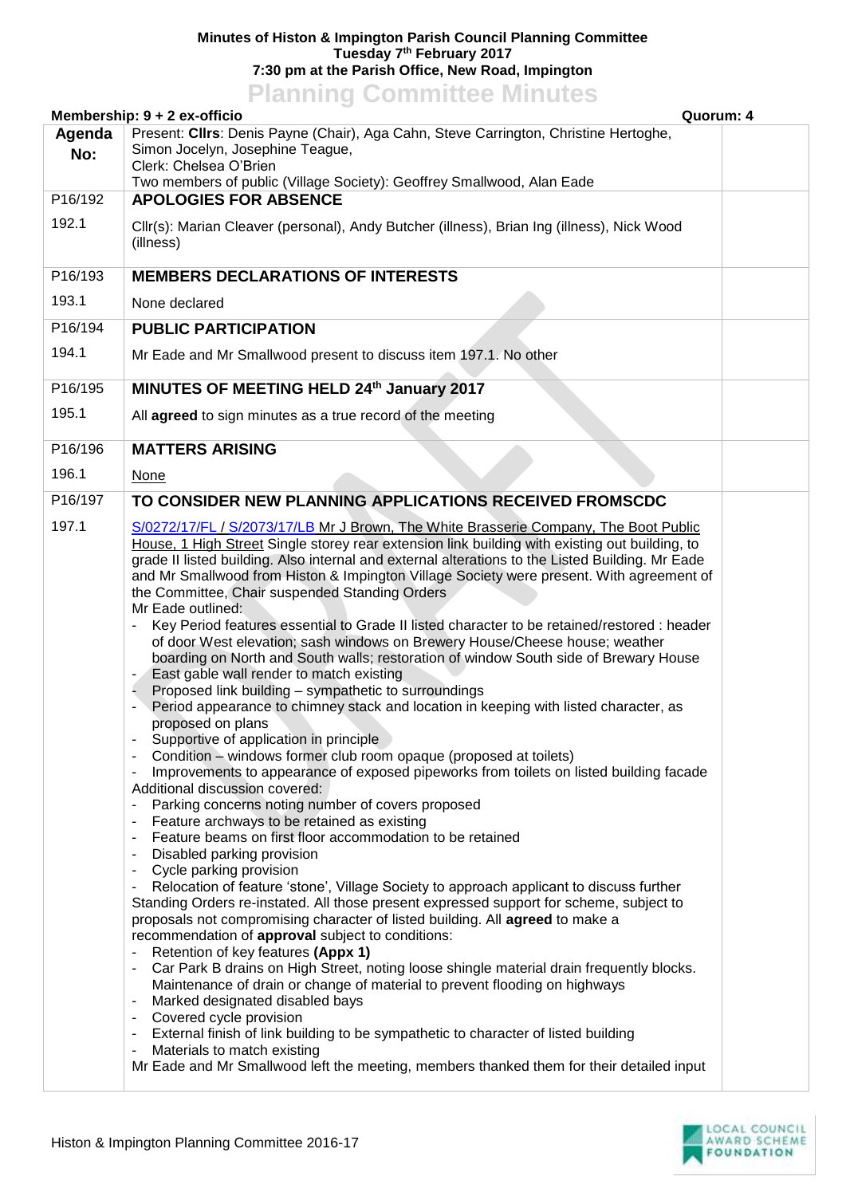**Minutes of Histon & Impington Parish Council Planning Committee**
**Tuesday 7th February 2017**
**7:30 pm at the Parish Office, New Road, Impington**

# Planning Committee Minutes

**Membership: 9 + 2 ex-officio** **Quorum: 4**

| Agenda No: | Present: **Cllrs**: Denis Payne (Chair), Aga Cahn, Steve Carrington, Christine Hertoghe, Simon Jocelyn, Josephine Teague,<br>Clerk: Chelsea O'Brien<br>Two members of public (Village Society): Geoffrey Smallwood, Alan Eade | |
|---|---|---|
| P16/192 | **APOLOGIES FOR ABSENCE** | |
| 192.1 | Cllr(s): Marian Cleaver (personal), Andy Butcher (illness), Brian Ing (illness), Nick Wood (illness) | |
| P16/193 | **MEMBERS DECLARATIONS OF INTERESTS** | |
| 193.1 | None declared | |
| P16/194 | **PUBLIC PARTICIPATION** | |
| 194.1 | Mr Eade and Mr Smallwood present to discuss item 197.1. No other | |
| P16/195 | **MINUTES OF MEETING HELD 24th January 2017** | |
| 195.1 | All **agreed** to sign minutes as a true record of the meeting | |
| P16/196 | **MATTERS ARISING** | |
| 196.1 | None | |
| P16/197 | **TO CONSIDER NEW PLANNING APPLICATIONS RECEIVED FROMSCDC** | |
| 197.1 | S/0272/17/FL / S/2073/17/LB Mr J Brown, The White Brasserie Company, The Boot Public House, 1 High Street Single storey rear extension link building with existing out building, to grade II listed building. Also internal and external alterations to the Listed Building. Mr Eade and Mr Smallwood from Histon & Impington Village Society were present. With agreement of the Committee, Chair suspended Standing Orders<br>Mr Eade outlined:<br>- Key Period features essential to Grade II listed character to be retained/restored : header of door West elevation; sash windows on Brewery House/Cheese house; weather boarding on North and South walls; restoration of window South side of Brewary House<br>- East gable wall render to match existing<br>- Proposed link building – sympathetic to surroundings<br>- Period appearance to chimney stack and location in keeping with listed character, as proposed on plans<br>- Supportive of application in principle<br>- Condition – windows former club room opaque (proposed at toilets)<br>- Improvements to appearance of exposed pipeworks from toilets on listed building facade<br>Additional discussion covered:<br>- Parking concerns noting number of covers proposed<br>- Feature archways to be retained as existing<br>- Feature beams on first floor accommodation to be retained<br>- Disabled parking provision<br>- Cycle parking provision<br>- Relocation of feature 'stone', Village Society to approach applicant to discuss further<br>Standing Orders re-instated. All those present expressed support for scheme, subject to proposals not compromising character of listed building. All **agreed** to make a recommendation of **approval** subject to conditions:<br>- Retention of key features **(Appx 1)**<br>- Car Park B drains on High Street, noting loose shingle material drain frequently blocks. Maintenance of drain or change of material to prevent flooding on highways<br>- Marked designated disabled bays<br>- Covered cycle provision<br>- External finish of link building to be sympathetic to character of listed building<br>- Materials to match existing<br>Mr Eade and Mr Smallwood left the meeting, members thanked them for their detailed input | |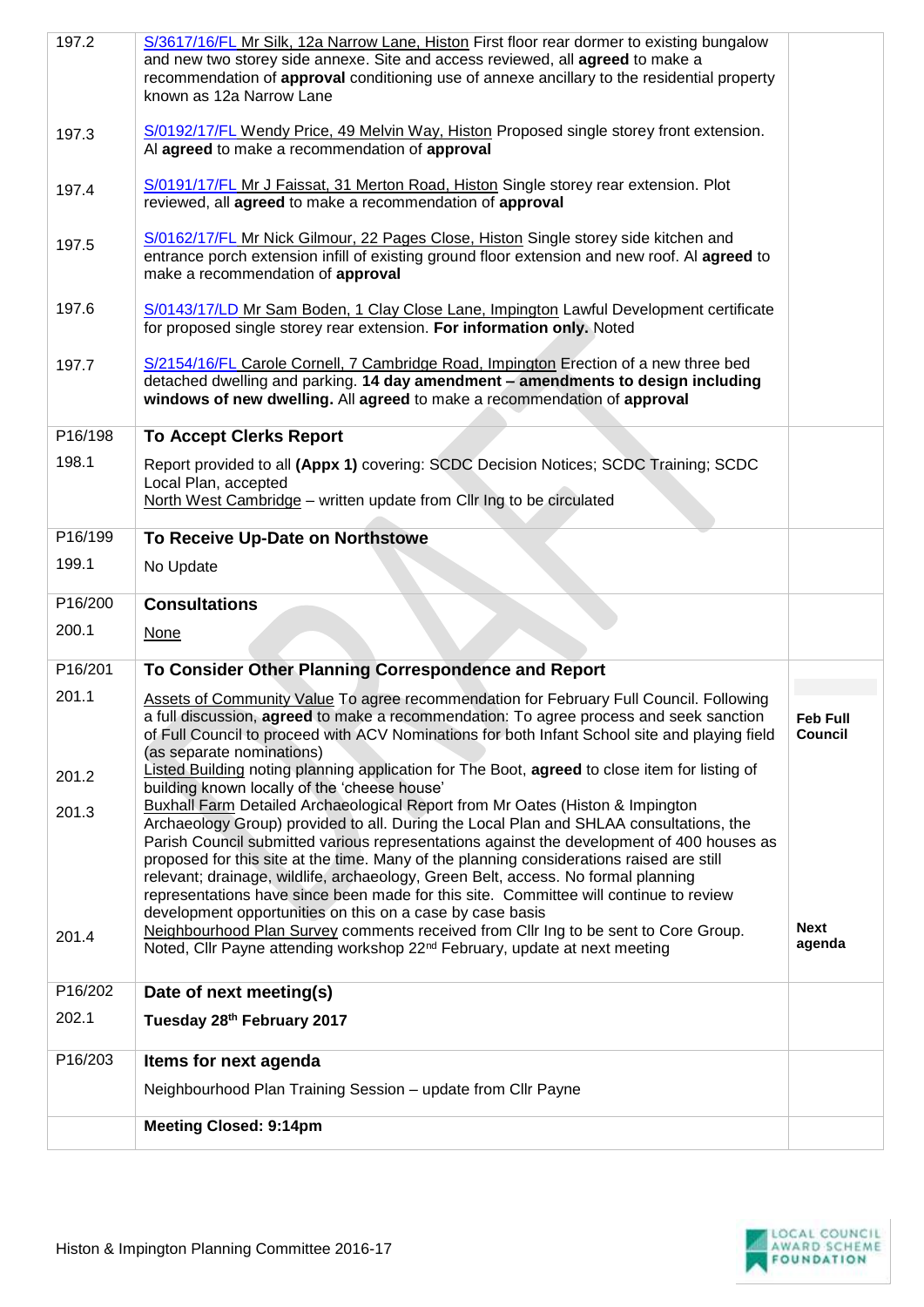| | | |
|---|---|---|
| 197.2 | S/3617/16/FL Mr Silk, 12a Narrow Lane, Histon First floor rear dormer to existing bungalow and new two storey side annexe. Site and access reviewed, all **agreed** to make a recommendation of **approval** conditioning use of annexe ancillary to the residential property known as 12a Narrow Lane | |
| 197.3 | S/0192/17/FL Wendy Price, 49 Melvin Way, Histon Proposed single storey front extension. Al **agreed** to make a recommendation of **approval** | |
| 197.4 | S/0191/17/FL Mr J Faissat, 31 Merton Road, Histon Single storey rear extension. Plot reviewed, all **agreed** to make a recommendation of **approval** | |
| 197.5 | S/0162/17/FL Mr Nick Gilmour, 22 Pages Close, Histon Single storey side kitchen and entrance porch extension infill of existing ground floor extension and new roof. Al **agreed** to make a recommendation of **approval** | |
| 197.6 | S/0143/17/LD Mr Sam Boden, 1 Clay Close Lane, Impington Lawful Development certificate for proposed single storey rear extension. **For information only.** Noted | |
| 197.7 | S/2154/16/FL Carole Cornell, 7 Cambridge Road, Impington Erection of a new three bed detached dwelling and parking. **14 day amendment – amendments to design including windows of new dwelling.** All **agreed** to make a recommendation of **approval** | |
| P16/198 | **To Accept Clerks Report** | |
| 198.1 | Report provided to all **(Appx 1)** covering: SCDC Decision Notices; SCDC Training; SCDC Local Plan, accepted<br>North West Cambridge – written update from Cllr Ing to be circulated | |
| P16/199 | **To Receive Up-Date on Northstowe** | |
| 199.1 | No Update | |
| P16/200 | **Consultations** | |
| 200.1 | None | |
| P16/201 | **To Consider Other Planning Correspondence and Report** | |
| 201.1 | Assets of Community Value To agree recommendation for February Full Council. Following a full discussion, **agreed** to make a recommendation: To agree process and seek sanction of Full Council to proceed with ACV Nominations for both Infant School site and playing field (as separate nominations) | **Feb Full Council** |
| 201.2 | Listed Building noting planning application for The Boot, **agreed** to close item for listing of building known locally of the 'cheese house' | |
| 201.3 | Buxhall Farm Detailed Archaeological Report from Mr Oates (Histon & Impington Archaeology Group) provided to all. During the Local Plan and SHLAA consultations, the Parish Council submitted various representations against the development of 400 houses as proposed for this site at the time. Many of the planning considerations raised are still relevant; drainage, wildlife, archaeology, Green Belt, access. No formal planning representations have since been made for this site. Committee will continue to review development opportunities on this on a case by case basis | |
| 201.4 | Neighbourhood Plan Survey comments received from Cllr Ing to be sent to Core Group. Noted, Cllr Payne attending workshop 22nd February, update at next meeting | **Next agenda** |
| P16/202 | **Date of next meeting(s)** | |
| 202.1 | **Tuesday 28th February 2017** | |
| P16/203 | **Items for next agenda** | |
| | Neighbourhood Plan Training Session – update from Cllr Payne | |
| | **Meeting Closed: 9:14pm** | |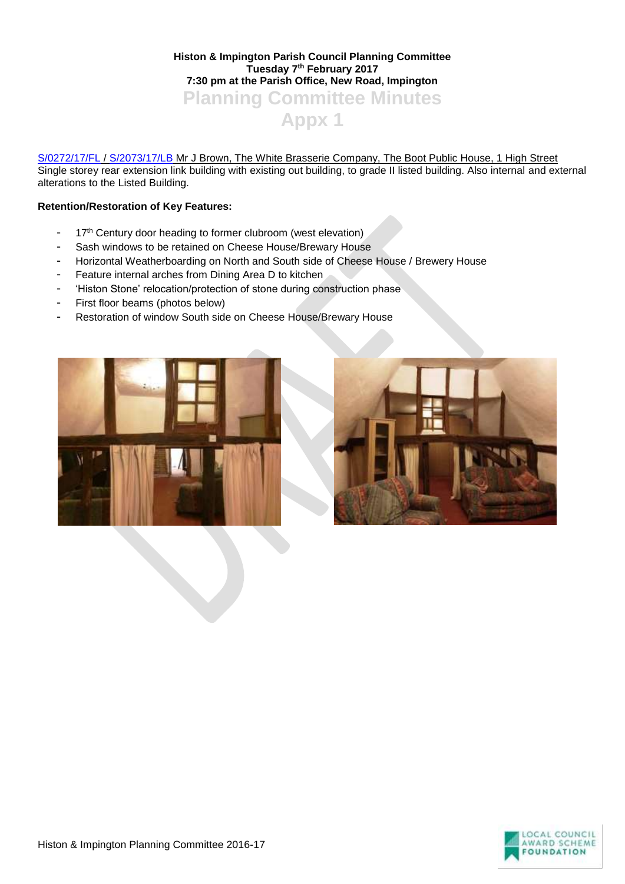**Histon & Impington Parish Council Planning Committee**
**Tuesday 7th February 2017**
**7:30 pm at the Parish Office, New Road, Impington**

# Planning Committee Minutes

## Appx 1

S/0272/17/FL / S/2073/17/LB Mr J Brown, The White Brasserie Company, The Boot Public House, 1 High Street
Single storey rear extension link building with existing out building, to grade II listed building. Also internal and external alterations to the Listed Building.

**Retention/Restoration of Key Features:**

- 17th Century door heading to former clubroom (west elevation)
- Sash windows to be retained on Cheese House/Breway House
- Horizontal Weatherboarding on North and South side of Cheese House / Brewery House
- Feature internal arches from Dining Area D to kitchen
- 'Histon Stone' relocation/protection of stone during construction phase
- First floor beams (photos below)
- Restoration of window South side on Cheese House/Breway House